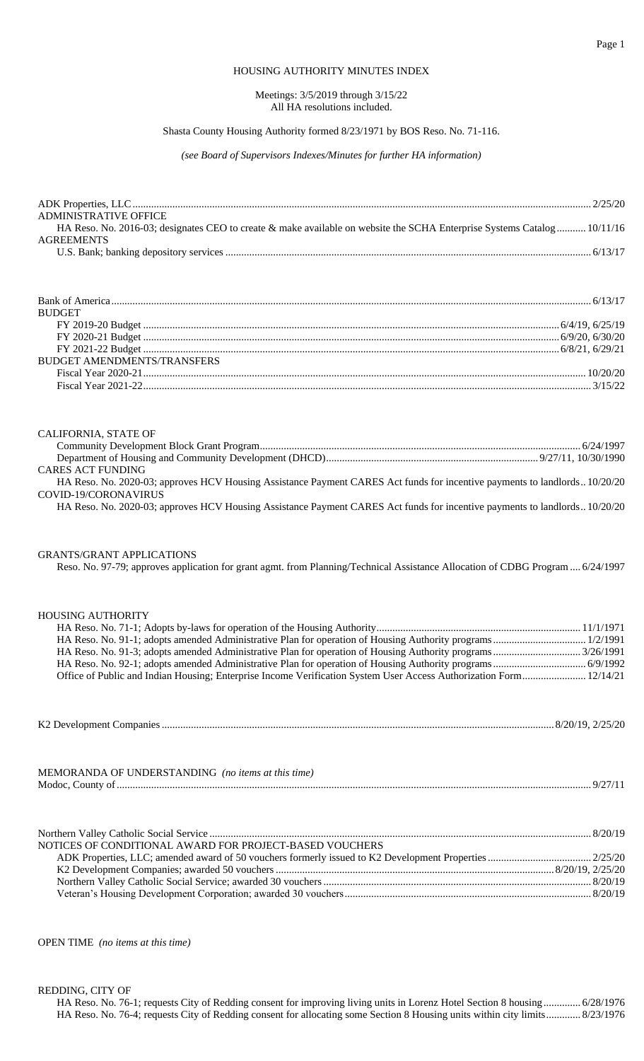# HOUSING AUTHORITY MINUTES INDEX

Meetings: 3/5/2019 through 3/15/22
All HA resolutions included.

Shasta County Housing Authority formed 8/23/1971 by BOS Reso. No. 71-116.

*(see Board of Supervisors Indexes/Minutes for further HA information)*

ADK Properties, LLC ........ 2/25/20

ADMINISTRATIVE OFFICE
- HA Reso. No. 2016-03; designates CEO to create & make available on website the SCHA Enterprise Systems Catalog ........ 10/11/16

AGREEMENTS
- U.S. Bank; banking depository services ........ 6/13/17

Bank of America ........ 6/13/17

BUDGET
- FY 2019-20 Budget ........ 6/4/19, 6/25/19
- FY 2020-21 Budget ........ 6/9/20, 6/30/20
- FY 2021-22 Budget ........ 6/8/21, 6/29/21

BUDGET AMENDMENTS/TRANSFERS
- Fiscal Year 2020-21 ........ 10/20/20
- Fiscal Year 2021-22 ........ 3/15/22

CALIFORNIA, STATE OF
- Community Development Block Grant Program ........ 6/24/1997
- Department of Housing and Community Development (DHCD) ........ 9/27/11, 10/30/1990

CARES ACT FUNDING
- HA Reso. No. 2020-03; approves HCV Housing Assistance Payment CARES Act funds for incentive payments to landlords .. 10/20/20

COVID-19/CORONAVIRUS
- HA Reso. No. 2020-03; approves HCV Housing Assistance Payment CARES Act funds for incentive payments to landlords .. 10/20/20

GRANTS/GRANT APPLICATIONS
- Reso. No. 97-79; approves application for grant agmt. from Planning/Technical Assistance Allocation of CDBG Program .... 6/24/1997

HOUSING AUTHORITY
- HA Reso. No. 71-1; Adopts by-laws for operation of the Housing Authority ........ 11/1/1971
- HA Reso. No. 91-1; adopts amended Administrative Plan for operation of Housing Authority programs ........ 1/2/1991
- HA Reso. No. 91-3; adopts amended Administrative Plan for operation of Housing Authority programs ........ 3/26/1991
- HA Reso. No. 92-1; adopts amended Administrative Plan for operation of Housing Authority programs ........ 6/9/1992
- Office of Public and Indian Housing; Enterprise Income Verification System User Access Authorization Form ........ 12/14/21

K2 Development Companies ........ 8/20/19, 2/25/20

MEMORANDA OF UNDERSTANDING *(no items at this time)*

Modoc, County of ........ 9/27/11

Northern Valley Catholic Social Service ........ 8/20/19

NOTICES OF CONDITIONAL AWARD FOR PROJECT-BASED VOUCHERS
- ADK Properties, LLC; amended award of 50 vouchers formerly issued to K2 Development Properties ........ 2/25/20
- K2 Development Companies; awarded 50 vouchers ........ 8/20/19, 2/25/20
- Northern Valley Catholic Social Service; awarded 30 vouchers ........ 8/20/19
- Veteran's Housing Development Corporation; awarded 30 vouchers ........ 8/20/19

OPEN TIME *(no items at this time)*

REDDING, CITY OF
- HA Reso. No. 76-1; requests City of Redding consent for improving living units in Lorenz Hotel Section 8 housing ........ 6/28/1976
- HA Reso. No. 76-4; requests City of Redding consent for allocating some Section 8 Housing units within city limits ........ 8/23/1976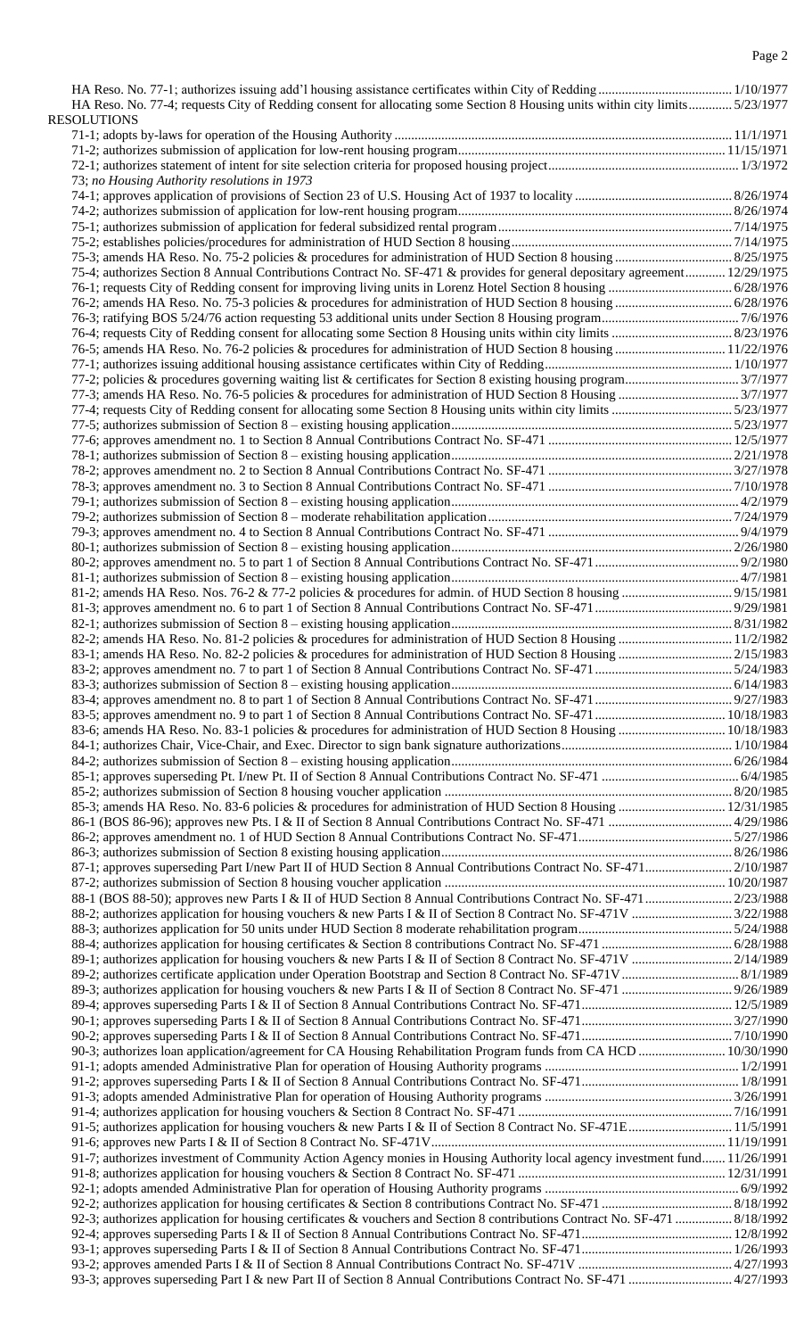HA Reso. No. 77-1; authorizes issuing add'l housing assistance certificates within City of Redding ........................................ 1/10/1977
HA Reso. No. 77-4; requests City of Redding consent for allocating some Section 8 Housing units within city limits............. 5/23/1977

RESOLUTIONS

71-1; adopts by-laws for operation of the Housing Authority ..................................................................................................... 11/1/1971
71-2; authorizes submission of application for low-rent housing program................................................................................ 11/15/1971
72-1; authorizes statement of intent for site selection criteria for proposed housing project......................................................... 1/3/1972
73; *no Housing Authority resolutions in 1973*
74-1; approves application of provisions of Section 23 of U.S. Housing Act of 1937 to locality .............................................. 8/26/1974
74-2; authorizes submission of application for low-rent housing program................................................................................. 8/26/1974
75-1; authorizes submission of application for federal subsidized rental program...................................................................... 7/14/1975
75-2; establishes policies/procedures for administration of HUD Section 8 housing.................................................................. 7/14/1975
75-3; amends HA Reso. No. 75-2 policies & procedures for administration of HUD Section 8 housing ................................... 8/25/1975
75-4; authorizes Section 8 Annual Contributions Contract No. SF-471 & provides for general depositary agreement............ 12/29/1975
76-1; requests City of Redding consent for improving living units in Lorenz Hotel Section 8 housing ..................................... 6/28/1976
76-2; amends HA Reso. No. 75-3 policies & procedures for administration of HUD Section 8 housing ................................... 6/28/1976
76-3; ratifying BOS 5/24/76 action requesting 53 additional units under Section 8 Housing program......................................... 7/6/1976
76-4; requests City of Redding consent for allocating some Section 8 Housing units within city limits .................................... 8/23/1976
76-5; amends HA Reso. No. 76-2 policies & procedures for administration of HUD Section 8 housing ................................. 11/22/1976
77-1; authorizes issuing additional housing assistance certificates within City of Redding......................................................... 1/10/1977
77-2; policies & procedures governing waiting list & certificates for Section 8 existing housing program.................................. 3/7/1977
77-3; amends HA Reso. No. 76-5 policies & procedures for administration of HUD Section 8 Housing .................................... 3/7/1977
77-4; requests City of Redding consent for allocating some Section 8 Housing units within city limits .................................... 5/23/1977
77-5; authorizes submission of Section 8 – existing housing application.................................................................................... 5/23/1977
77-6; approves amendment no. 1 to Section 8 Annual Contributions Contract No. SF-471 ....................................................... 12/5/1977
78-1; authorizes submission of Section 8 – existing housing application.................................................................................... 2/21/1978
78-2; approves amendment no. 2 to Section 8 Annual Contributions Contract No. SF-471 ....................................................... 3/27/1978
78-3; approves amendment no. 3 to Section 8 Annual Contributions Contract No. SF-471 ....................................................... 7/10/1978
79-1; authorizes submission of Section 8 – existing housing application...................................................................................... 4/2/1979
79-2; authorizes submission of Section 8 – moderate rehabilitation application......................................................................... 7/24/1979
79-3; approves amendment no. 4 to Section 8 Annual Contributions Contract No. SF-471 ......................................................... 9/4/1979
80-1; authorizes submission of Section 8 – existing housing application.................................................................................... 2/26/1980
80-2; approves amendment no. 5 to part 1 of Section 8 Annual Contributions Contract No. SF-471 ........................................... 9/2/1980
81-1; authorizes submission of Section 8 – existing housing application...................................................................................... 4/7/1981
81-2; amends HA Reso. Nos. 76-2 & 77-2 policies & procedures for admin. of HUD Section 8 housing ................................. 9/15/1981
81-3; approves amendment no. 6 to part 1 of Section 8 Annual Contributions Contract No. SF-471 ......................................... 9/29/1981
82-1; authorizes submission of Section 8 – existing housing application.................................................................................... 8/31/1982
82-2; amends HA Reso. No. 81-2 policies & procedures for administration of HUD Section 8 Housing .................................. 11/2/1982
83-1; amends HA Reso. No. 82-2 policies & procedures for administration of HUD Section 8 Housing .................................. 2/15/1983
83-2; approves amendment no. 7 to part 1 of Section 8 Annual Contributions Contract No. SF-471 ......................................... 5/24/1983
83-3; authorizes submission of Section 8 – existing housing application.................................................................................... 6/14/1983
83-4; approves amendment no. 8 to part 1 of Section 8 Annual Contributions Contract No. SF-471 ......................................... 9/27/1983
83-5; approves amendment no. 9 to part 1 of Section 8 Annual Contributions Contract No. SF-471 ....................................... 10/18/1983
83-6; amends HA Reso. No. 83-1 policies & procedures for administration of HUD Section 8 Housing ................................ 10/18/1983
84-1; authorizes Chair, Vice-Chair, and Exec. Director to sign bank signature authorizations................................................... 1/10/1984
84-2; authorizes submission of Section 8 – existing housing application.................................................................................... 6/26/1984
85-1; approves superseding Pt. I/new Pt. II of Section 8 Annual Contributions Contract No. SF-471 ......................................... 6/4/1985
85-2; authorizes submission of Section 8 housing voucher application ..................................................................................... 8/20/1985
85-3; amends HA Reso. No. 83-6 policies & procedures for administration of HUD Section 8 Housing ................................ 12/31/1985
86-1 (BOS 86-96); approves new Pts. I & II of Section 8 Annual Contributions Contract No. SF-471 ..................................... 4/29/1986
86-2; approves amendment no. 1 of HUD Section 8 Annual Contributions Contract No. SF-471............................................. 5/27/1986
86-3; authorizes submission of Section 8 existing housing application....................................................................................... 8/26/1986
87-1; approves superseding Part I/new Part II of HUD Section 8 Annual Contributions Contract No. SF-471.......................... 2/10/1987
87-2; authorizes submission of Section 8 housing voucher application ................................................................................... 10/20/1987
88-1 (BOS 88-50); approves new Parts I & II of HUD Section 8 Annual Contributions Contract No. SF-471.......................... 2/23/1988
88-2; authorizes application for housing vouchers & new Parts I & II of Section 8 Contract No. SF-471V ............................. 3/22/1988
88-3; authorizes application for 50 units under HUD Section 8 moderate rehabilitation program.............................................. 5/24/1988
88-4; authorizes application for housing certificates & Section 8 contributions Contract No. SF-471 ....................................... 6/28/1988
89-1; authorizes application for housing vouchers & new Parts I & II of Section 8 Contract No. SF-471V .............................. 2/14/1989
89-2; authorizes certificate application under Operation Bootstrap and Section 8 Contract No. SF-471V ................................... 8/1/1989
89-3; authorizes application for housing vouchers & new Parts I & II of Section 8 Contract No. SF-471 ................................. 9/26/1989
89-4; approves superseding Parts I & II of Section 8 Annual Contributions Contract No. SF-471............................................. 12/5/1989
90-1; approves superseding Parts I & II of Section 8 Annual Contributions Contract No. SF-471............................................. 3/27/1990
90-2; approves superseding Parts I & II of Section 8 Annual Contributions Contract No. SF-471............................................. 7/10/1990
90-3; authorizes loan application/agreement for CA Housing Rehabilitation Program funds from CA HCD ......................... 10/30/1990
91-1; adopts amended Administrative Plan for operation of Housing Authority programs .......................................................... 1/2/1991
91-2; approves superseding Parts I & II of Section 8 Annual Contributions Contract No. SF-471............................................... 1/8/1991
91-3; adopts amended Administrative Plan for operation of Housing Authority programs ........................................................ 3/26/1991
91-4; authorizes application for housing vouchers & Section 8 Contract No. SF-471 ................................................................ 7/16/1991
91-5; authorizes application for housing vouchers & new Parts I & II of Section 8 Contract No. SF-471E............................... 11/5/1991
91-6; approves new Parts I & II of Section 8 Contract No. SF-471V........................................................................................ 11/19/1991
91-7; authorizes investment of Community Action Agency monies in Housing Authority local agency investment fund....... 11/26/1991
91-8; authorizes application for housing vouchers & Section 8 Contract No. SF-471 .............................................................. 12/31/1991
92-1; adopts amended Administrative Plan for operation of Housing Authority programs .......................................................... 6/9/1992
92-2; authorizes application for housing certificates & Section 8 contributions Contract No. SF-471 ....................................... 8/18/1992
92-3; authorizes application for housing certificates & vouchers and Section 8 contributions Contract No. SF-471 ................ 8/18/1992
92-4; approves superseding Parts I & II of Section 8 Annual Contributions Contract No. SF-471............................................. 12/8/1992
93-1; approves superseding Parts I & II of Section 8 Annual Contributions Contract No. SF-471............................................. 1/26/1993
93-2; approves amended Parts I & II of Section 8 Annual Contributions Contract No. SF-471V .............................................. 4/27/1993
93-3; approves superseding Part I & new Part II of Section 8 Annual Contributions Contract No. SF-471 ............................... 4/27/1993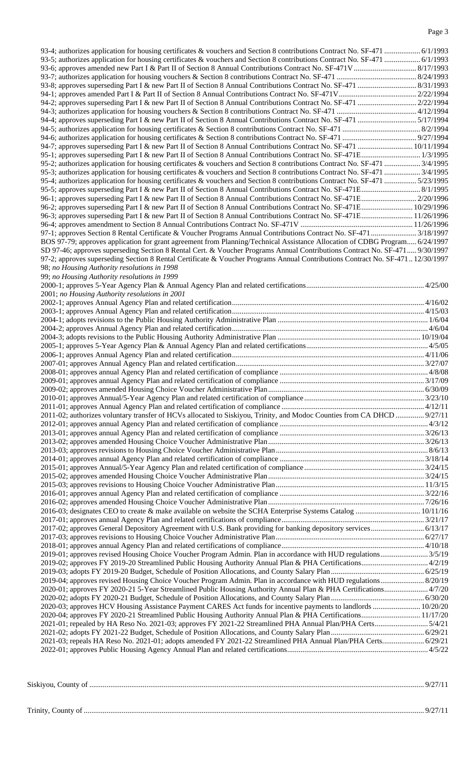93-4; authorizes application for housing certificates & vouchers and Section 8 contributions Contract No. SF-471 .................. 6/1/1993
93-5; authorizes application for housing certificates & vouchers and Section 8 contributions Contract No. SF-471 .................. 6/1/1993
93-6; approves amended new Part I & Part II of Section 8 Annual Contributions Contract No. SF-471V................................ 8/17/1993
93-7; authorizes application for housing vouchers & Section 8 contributions Contract No. SF-471 ......................................... 8/24/1993
93-8; approves superseding Part I & new Part II of Section 8 Annual Contributions Contract No. SF-471 .............................. 8/31/1993
94-1; approves amended Part I & Part II of Section 8 Annual Contributions Contract No. SF-471V........................................ 2/22/1994
94-2; approves superseding Part I & new Part II of Section 8 Annual Contributions Contract No. SF-471 .............................. 2/22/1994
94-3; authorizes application for housing vouchers & Section 8 contributions Contract No. SF-471 ......................................... 4/12/1994
94-4; approves superseding Part I & new Part II of Section 8 Annual Contributions Contract No. SF-471 .............................. 5/17/1994
94-5; authorizes application for housing certificates & Section 8 contributions Contract No. SF-471 ........................................ 8/2/1994
94-6; authorizes application for housing certificates & Section 8 contributions Contract No. SF-471 ...................................... 9/27/1994
94-7; approves superseding Part I & new Part II of Section 8 Annual Contributions Contract No. SF-471 ............................ 10/11/1994
95-1; approves superseding Part I & new Part II of Section 8 Annual Contributions Contract No. SF-471E.............................. 1/3/1995
95-2; authorizes application for housing certificates & vouchers and Section 8 contributions Contract No. SF-471 .................. 3/4/1995
95-3; authorizes application for housing certificates & vouchers and Section 8 contributions Contract No. SF-471 .................. 3/4/1995
95-4; authorizes application for housing certificates & vouchers and Section 8 contributions Contract No. SF-471 ................ 5/23/1995
95-5; approves superseding Part I & new Part II of Section 8 Annual Contributions Contract No. SF-471E.............................. 8/1/1995
96-1; approves superseding Part I & new Part II of Section 8 Annual Contributions Contract No. SF-471E............................ 2/20/1996
96-2; approves superseding Part I & new Part II of Section 8 Annual Contributions Contract No. SF-471E.......................... 10/29/1996
96-3; approves superseding Part I & new Part II of Section 8 Annual Contributions Contract No. SF-471E.......................... 11/26/1996
96-4; approves amendment to Section 8 Annual Contributions Contract No. SF-471V .......................................................... 11/26/1996
97-1; approves Section 8 Rental Certificate & Voucher Programs Annual Contributions Contract No. SF-471....................... 3/18/1997
BOS 97-79; approves application for grant agreement from Planning/Technical Assistance Allocation of CDBG Program..... 6/24/1997
SD 97-46; approves superseding Section 8 Rental Cert. & Voucher Programs Annual Contributions Contract No. SF-471..... 9/30/1997
97-2; approves superseding Section 8 Rental Certificate & Voucher Programs Annual Contributions Contract No. SF-471.. 12/30/1997
98; *no Housing Authority resolutions in 1998*
99; *no Housing Authority resolutions in 1999*
2000-1; approves 5-Year Agency Plan & Annual Agency Plan and related certifications............................................................. 4/25/00
2001; *no Housing Authority resolutions in 2001*
2002-1; approves Annual Agency Plan and related certification..................................................................................................... 4/16/02
2003-1; approves Annual Agency Plan and related certification..................................................................................................... 4/15/03
2004-1; adopts revisions to the Public Housing Authority Administrative Plan .............................................................................. 1/6/04
2004-2; approves Annual Agency Plan and related certification....................................................................................................... 4/6/04
2004-3; adopts revisions to the Public Housing Authority Administrative Plan ............................................................................ 10/19/04
2005-1; approves 5-Year Agency Plan & Annual Agency Plan and related certifications............................................................... 4/5/05
2006-1; approves Annual Agency Plan and related certification..................................................................................................... 4/11/06
2007-01; approves Annual Agency Plan and related certification................................................................................................... 3/27/07
2008-01; approves annual Agency Plan and related certification of compliance .............................................................................. 4/8/08
2009-01; approves annual Agency Plan and related certification of compliance ............................................................................ 3/17/09
2009-02; approves amended Housing Choice Voucher Administrative Plan.................................................................................. 6/30/09
2010-01; approves Annual/5-Year Agency Plan and related certification of compliance ............................................................... 3/23/10
2011-01; approves Annual Agency Plan and related certification of compliance ........................................................................... 4/12/11
2011-02; authorizes voluntary transfer of HCVs allocated to Siskiyou, Trinity, and Modoc Counties from CA DHCD .............. 9/27/11
2012-01; approves annual Agency Plan and related certification of compliance .............................................................................. 4/3/12
2013-01; approves annual Agency Plan and related certification of compliance ............................................................................ 3/26/13
2013-02; approves amended Housing Choice Voucher Administrative Plan.................................................................................. 3/26/13
2013-03; approves revisions to Housing Choice Voucher Administrative Plan................................................................................ 8/6/13
2014-01; approves annual Agency Plan and related certification of compliance ............................................................................ 3/18/14
2015-01; approves Annual/5-Year Agency Plan and related certification of compliance ............................................................... 3/24/15
2015-02; approves amended Housing Choice Voucher Administrative Plan.................................................................................. 3/24/15
2015-03; approves revisions to Housing Choice Voucher Administrative Plan.............................................................................. 11/3/15
2016-01; approves annual Agency Plan and related certification of compliance ............................................................................ 3/22/16
2016-02; approves amended Housing Choice Voucher Administrative Plan.................................................................................. 7/26/16
2016-03; designates CEO to create & make available on website the SCHA Enterprise Systems Catalog .................................. 10/11/16
2017-01; approves annual Agency Plan and related certifications of compliance........................................................................... 3/21/17
2017-02; approves General Depository Agreement with U.S. Bank providing for banking depository services............................ 6/13/17
2017-03; approves revisions to Housing Choice Voucher Administrative Plan.............................................................................. 6/27/17
2018-01; approves annual Agency Plan and related certifications of compliance........................................................................... 4/10/18
2019-01; approves revised Housing Choice Voucher Program Admin. Plan in accordance with HUD regulations......................... 3/5/19
2019-02; approves FY 2019-20 Streamlined Public Housing Authority Annual Plan & PHA Certifications................................... 4/2/19
2019-03; adopts FY 2019-20 Budget, Schedule of Position Allocations, and County Salary Plan................................................ 6/25/19
2019-04; approves revised Housing Choice Voucher Program Admin. Plan in accordance with HUD regulations....................... 8/20/19
2020-01; approves FY 2020-21 5-Year Streamlined Public Housing Authority Annual Plan & PHA Certifications....................... 4/7/20
2020-02; adopts FY 2020-21 Budget, Schedule of Position Allocations, and County Salary Plan................................................ 6/30/20
2020-03; approves HCV Housing Assistance Payment CARES Act funds for incentive payments to landlords ......................... 10/20/20
2020-04; approves FY 2020-21 Streamlined Public Housing Authority Annual Plan & PHA Certifications............................... 11/17/20
2021-01; repealed by HA Reso No. 2021-03; approves FY 2021-22 Streamlined PHA Annual Plan/PHA Certs........................... 5/4/21
2021-02; adopts FY 2021-22 Budget, Schedule of Position Allocations, and County Salary Plan................................................ 6/29/21
2021-03; repeals HA Reso No. 2021-01; adopts amended FY 2021-22 Streamlined PHA Annual Plan/PHA Certs...................... 6/29/21
2022-01; approves Public Housing Agency Annual Plan and related certifications.......................................................................... 4/5/22

Siskiyou, County of ........................................................................................................................................................................ 9/27/11

Trinity, County of ........................................................................................................................................................................... 9/27/11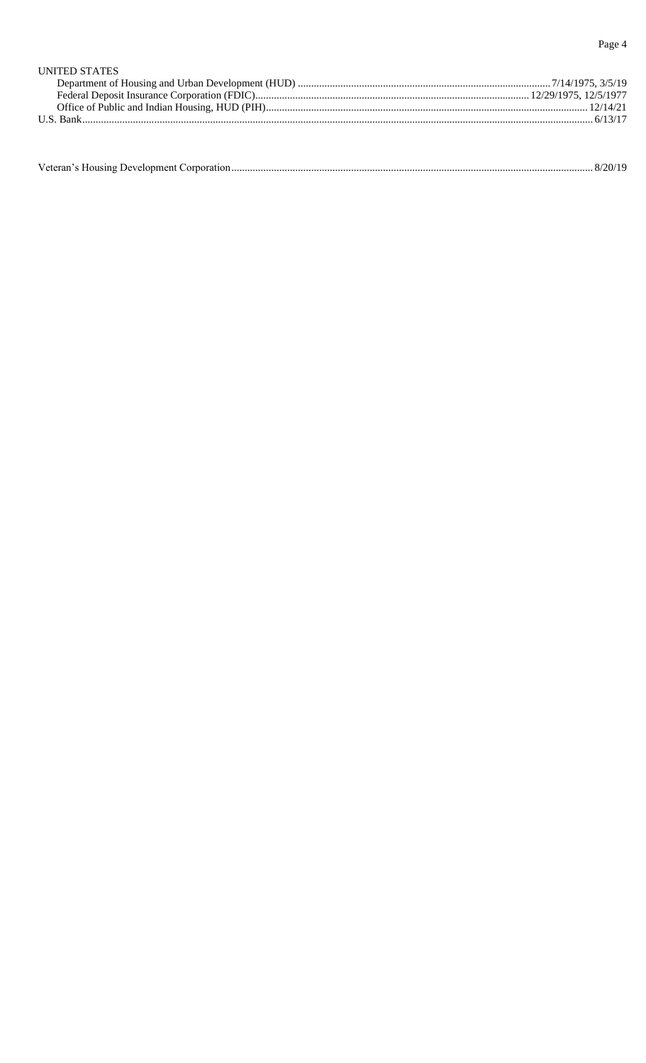UNITED STATES

Department of Housing and Urban Development (HUD) ........................................ 7/14/1975, 3/5/19

Federal Deposit Insurance Corporation (FDIC)........................................ 12/29/1975, 12/5/1977

Office of Public and Indian Housing, HUD (PIH)........................................ 12/14/21

U.S. Bank........................................ 6/13/17

Veteran's Housing Development Corporation........................................ 8/20/19